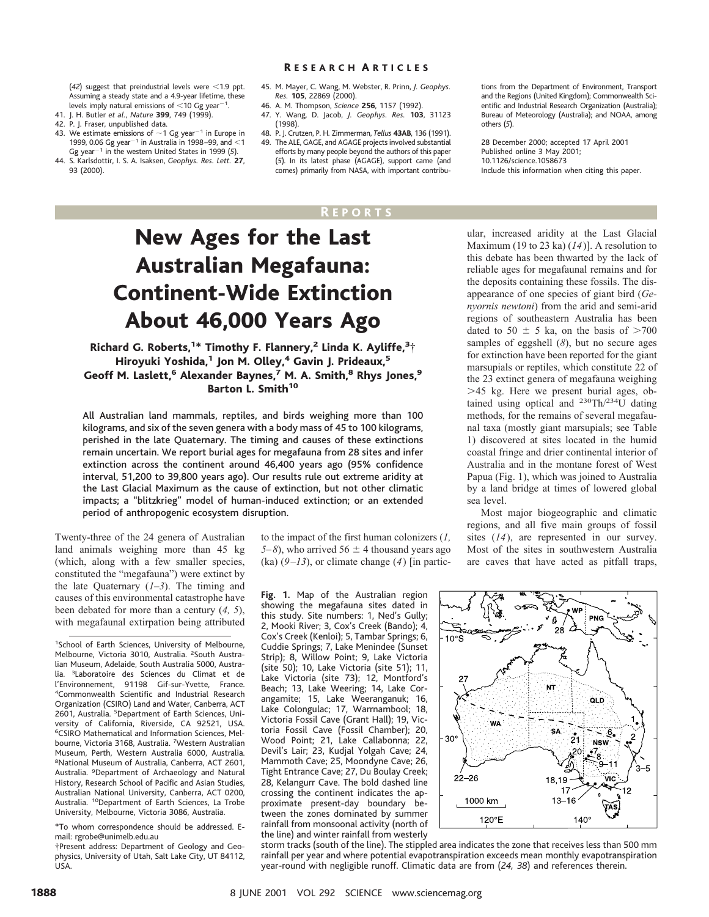(42) suggest that preindustrial levels were <1.9 ppt. Assuming a steady state and a 4.9-year lifetime, these levels imply natural emissions of <10 Gg year$^{-1}$.
41. J. H. Butler *et al.*, *Nature* **399**, 749 (1999).
42. P. J. Fraser, unpublished data.
43. We estimate emissions of ~1 Gg year$^{-1}$ in Europe in 1999, 0.06 Gg year$^{-1}$ in Australia in 1998–99, and <1 Gg year$^{-1}$ in the western United States in 1999 (5).
44. S. Karlsdottir, I. S. A. Isaksen, *Geophys. Res. Lett.* **27**, 93 (2000).
45. M. Mayer, C. Wang, M. Webster, R. Prinn, *J. Geophys. Res.* **105**, 22869 (2000).
46. A. M. Thompson, *Science* **256**, 1157 (1992).
47. Y. Wang, D. Jacob, *J. Geophys. Res.* **103**, 31123 (1998).
48. P. J. Crutzen, P. H. Zimmerman, *Tellus* **43AB**, 136 (1991).
49. The ALE, GAGE, and AGAGE projects involved substantial efforts by many people beyond the authors of this paper (5). In its latest phase (AGAGE), support came (and comes) primarily from NASA, with important contributions from the Department of Environment, Transport and the Regions (United Kingdom); Commonwealth Scientific and Industrial Research Organization (Australia); Bureau of Meteorology (Australia); and NOAA, among others (5).

28 December 2000; accepted 17 April 2001
Published online 3 May 2001;
10.1126/science.1058673
Include this information when citing this paper.

REPORTS

# New Ages for the Last Australian Megafauna: Continent-Wide Extinction About 46,000 Years Ago

**Richard G. Roberts,[1]* Timothy F. Flannery,[2] Linda K. Ayliffe,[3]† Hiroyuki Yoshida,[1] Jon M. Olley,[4] Gavin J. Prideaux,[5] Geoff M. Laslett,[6] Alexander Baynes,[7] M. A. Smith,[8] Rhys Jones,[9] Barton L. Smith[10]**

All Australian land mammals, reptiles, and birds weighing more than 100 kilograms, and six of the seven genera with a body mass of 45 to 100 kilograms, perished in the late Quaternary. The timing and causes of these extinctions remain uncertain. We report burial ages for megafauna from 28 sites and infer extinction across the continent around 46,400 years ago (95% confidence interval, 51,200 to 39,800 years ago). Our results rule out extreme aridity at the Last Glacial Maximum as the cause of extinction, but not other climatic impacts; a "blitzkrieg" model of human-induced extinction; or an extended period of anthropogenic ecosystem disruption.

Twenty-three of the 24 genera of Australian land animals weighing more than 45 kg (which, along with a few smaller species, constituted the "megafauna") were extinct by the late Quaternary (*1–3*). The timing and causes of this environmental catastrophe have been debated for more than a century (*4, 5*), with megafaunal extirpation being attributed to the impact of the first human colonizers (*1, 5–8*), who arrived 56 ± 4 thousand years ago (ka) (*9–13*), or climate change (*4*) [in particular, increased aridity at the Last Glacial Maximum (19 to 23 ka) (*14*)]. A resolution to this debate has been thwarted by the lack of reliable ages for megafaunal remains and for the deposits containing these fossils. The disappearance of one species of giant bird (*Genyornis newtoni*) from the arid and semi-arid regions of southeastern Australia has been dated to 50 ± 5 ka, on the basis of >700 samples of eggshell (*8*), but no secure ages for extinction have been reported for the giant marsupials or reptiles, which constitute 22 of the 23 extinct genera of megafauna weighing >45 kg. Here we present burial ages, obtained using optical and $^{230}Th/^{234}U$ dating methods, for the remains of several megafaunal taxa (mostly giant marsupials; see Table 1) discovered at sites located in the humid coastal fringe and drier continental interior of Australia and in the montane forest of West Papua (Fig. 1), which was joined to Australia by a land bridge at times of lowered global sea level.

Most major biogeographic and climatic regions, and all five main groups of fossil sites (*14*), are represented in our survey. Most of the sites in southwestern Australia are caves that have acted as pitfall traps,

**Fig. 1.** Map of the Australian region showing the megafauna sites dated in this study. Site numbers: 1, Ned's Gully; 2, Mooki River; 3, Cox's Creek (Bando); 4, Cox's Creek (Kenloi); 5, Tambar Springs; 6, Cuddie Springs; 7, Lake Menindee (Sunset Strip); 8, Willow Point; 9, Lake Victoria (site 50); 10, Lake Victoria (site 51); 11, Lake Victoria (site 73); 12, Montford's Beach; 13, Lake Weering; 14, Lake Corangamite; 15, Lake Weeranganuk; 16, Lake Colongulac; 17, Warrnambool; 18, Victoria Fossil Cave (Grant Hall); 19, Victoria Fossil Cave (Fossil Chamber); 20, Wood Point; 21, Lake Callabonna; 22, Devil's Lair; 23, Kudjal Yolgah Cave; 24, Mammoth Cave; 25, Moondyne Cave; 26, Tight Entrance Cave; 27, Du Boulay Creek; 28, Kelangurr Cave. The bold dashed line crossing the continent indicates the approximate present-day boundary between the zones dominated by summer rainfall from monsoonal activity (north of the line) and winter rainfall from westerly storm tracks (south of the line). The stippled area indicates the zone that receives less than 500 mm rainfall per year and where potential evapotranspiration exceeds mean monthly evapotranspiration year-round with negligible runoff. Climatic data are from (*24, 38*) and references therein.

---

[1]School of Earth Sciences, University of Melbourne, Melbourne, Victoria 3010, Australia. [2]South Australian Museum, Adelaide, South Australia 5000, Australia. [3]Laboratoire des Sciences du Climat et de l'Environnement, 91198 Gif-sur-Yvette, France. [4]Commonwealth Scientific and Industrial Research Organization (CSIRO) Land and Water, Canberra, ACT 2601, Australia. [5]Department of Earth Sciences, University of California, Riverside, CA 92521, USA. [6]CSIRO Mathematical and Information Sciences, Melbourne, Victoria 3168, Australia. [7]Western Australian Museum, Perth, Western Australia 6000, Australia. [8]National Museum of Australia, Canberra, ACT 2601, Australia. [9]Department of Archaeology and Natural History, Research School of Pacific and Asian Studies, Australian National University, Canberra, ACT 0200, Australia. [10]Department of Earth Sciences, La Trobe University, Melbourne, Victoria 3086, Australia.

*To whom correspondence should be addressed. E-mail: rgrobe@unimelb.edu.au

†Present address: Department of Geology and Geophysics, University of Utah, Salt Lake City, UT 84112, USA.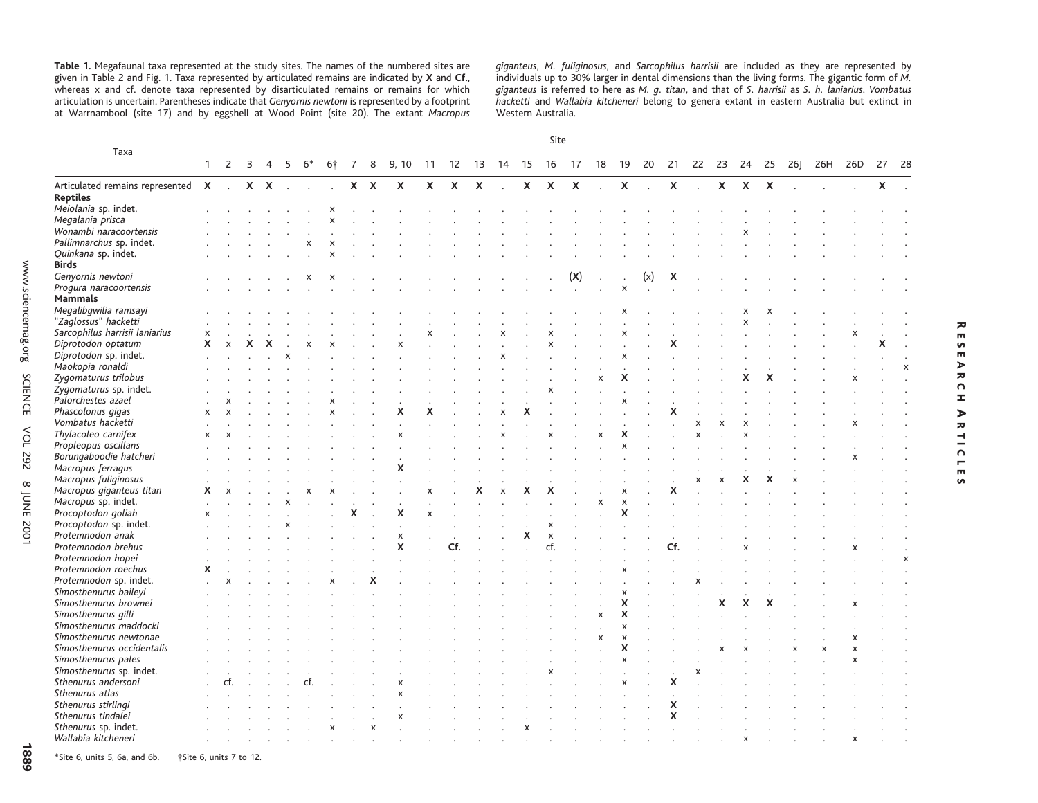**Table 1.** Megafaunal taxa represented at the study sites. The names of the numbered sites are given in Table 2 and Fig. 1. Taxa represented by articulated remains are indicated by **X** and **Cf.**, whereas x and cf. denote taxa represented by disarticulated remains or remains for which articulation is uncertain. Parentheses indicate that *Genyornis newtoni* is represented by a footprint at Warrnambool (site 17) and by eggshell at Wood Point (site 20). The extant *Macropus giganteus*, *M. fuliginosus*, and *Sarcophilus harrisii* are included as they are represented by individuals up to 30% larger in dental dimensions than the living forms. The gigantic form of *M. giganteus* is referred to here as *M. g. titan*, and that of *S. harrisii* as *S. h. laniarius*. *Vombatus hacketti* and *Wallabia kitcheneri* belong to genera extant in eastern Australia but extinct in Western Australia.

| Taxa | Site | | | | | | | | | | | | | | | | | | | | | | | | | | | | | |
|---|---|---|---|---|---|---|---|---|---|---|---|---|---|---|---|---|---|---|---|---|---|---|---|---|---|---|---|---|---|---|
| | 1 | 2 | 3 | 4 | 5 | 6* | 6† | 7 | 8 | 9, 10 | 11 | 12 | 13 | 14 | 15 | 16 | 17 | 18 | 19 | 20 | 21 | 22 | 23 | 24 | 25 | 26J | 26H | 26D | 27 | 28 |
| Articulated remains represented | **X** | . | **X** | **X** | . | . | . | **X** | **X** | **X** | **X** | **X** | **X** | . | **X** | **X** | **X** | . | **X** | . | **X** | . | **X** | **X** | **X** | . | . | . | **X** | . |
| **Reptiles** | | | | | | | | | | | | | | | | | | | | | | | | | | | | | | |
| *Meiolania* sp. indet. | . | . | . | . | . | . | x | . | . | . | . | . | . | . | . | . | . | . | . | . | . | . | . | . | . | . | . | . | . | . |
| *Megalania prisca* | . | . | . | . | . | . | x | . | . | . | . | . | . | . | . | . | . | . | . | . | . | . | . | . | . | . | . | . | . | . |
| *Wonambi naracoortensis* | . | . | . | . | . | . | . | . | . | . | . | . | . | . | . | . | . | . | . | . | . | . | . | x | . | . | . | . | . | . |
| *Pallimnarchus* sp. indet. | . | . | . | . | . | x | x | . | . | . | . | . | . | . | . | . | . | . | . | . | . | . | . | . | . | . | . | . | . | . |
| *Quinkana* sp. indet. | . | . | . | . | . | . | x | . | . | . | . | . | . | . | . | . | . | . | . | . | . | . | . | . | . | . | . | . | . | . |
| **Birds** | | | | | | | | | | | | | | | | | | | | | | | | | | | | | | |
| *Genyornis newtoni* | . | . | . | . | . | x | x | . | . | . | . | . | . | . | . | . | (**X**) | . | . | (x) | **X** | . | . | . | . | . | . | . | . | . |
| *Progura naracoortensis* | . | . | . | . | . | . | . | . | . | . | . | . | . | . | . | . | . | . | x | . | . | . | . | . | . | . | . | . | . | . |
| **Mammals** | | | | | | | | | | | | | | | | | | | | | | | | | | | | | | |
| *Megalibgwilia ramsayi* | . | . | . | . | . | . | . | . | . | . | . | . | . | . | . | . | . | . | x | . | . | . | . | x | x | . | . | . | . | . |
| "*Zaglossus*" *hacketti* | . | . | . | . | . | . | . | . | . | . | . | . | . | . | . | . | . | . | . | . | . | . | . | x | . | . | . | . | . | . |
| *Sarcophilus harrisii laniarius* | x | . | . | . | . | . | . | . | . | . | x | . | . | x | . | x | . | . | x | . | . | . | . | . | . | . | . | x | . | . |
| *Diprotodon optatum* | **X** | x | **X** | **X** | . | x | x | . | . | x | . | . | . | . | . | x | . | . | . | . | **X** | . | . | . | . | . | . | . | **X** | . |
| *Diprotodon* sp. indet. | . | . | . | . | x | . | . | . | . | . | . | . | . | x | . | . | . | . | x | . | . | . | . | . | . | . | . | . | . | . |
| *Maokopia ronaldi* | . | . | . | . | . | . | . | . | . | . | . | . | . | . | . | . | . | . | . | . | . | . | . | . | . | . | . | . | . | x |
| *Zygomaturus trilobus* | . | . | . | . | . | . | . | . | . | . | . | . | . | . | . | . | . | x | **X** | . | . | . | . | **X** | **X** | . | . | x | . | . |
| *Zygomaturus* sp. indet. | . | . | . | . | . | . | . | . | . | . | . | . | . | . | . | x | . | . | . | . | . | . | . | . | . | . | . | . | . | . |
| *Palorchestes azael* | . | x | . | . | . | . | x | . | . | . | . | . | . | . | . | . | . | . | x | . | . | . | . | . | . | . | . | . | . | . |
| *Phascolonus gigas* | x | x | . | . | . | . | x | . | . | **X** | **X** | . | . | x | **X** | . | . | . | . | . | **X** | . | . | . | . | . | . | . | . | . |
| *Vombatus hacketti* | . | . | . | . | . | . | . | . | . | . | . | . | . | . | . | . | . | . | . | . | . | x | x | x | . | . | . | x | . | . |
| *Thylacoleo carnifex* | x | x | . | . | . | . | . | . | . | x | . | . | . | x | . | x | . | x | **X** | . | . | x | . | x | . | . | . | . | . | . |
| *Propleopus oscillans* | . | . | . | . | . | . | . | . | . | . | . | . | . | . | . | . | . | . | x | . | . | . | . | . | . | . | . | . | . | . |
| *Borungaboodie hatcheri* | . | . | . | . | . | . | . | . | . | . | . | . | . | . | . | . | . | . | . | . | . | . | . | . | . | . | . | x | . | . |
| *Macropus ferragus* | . | . | . | . | . | . | . | . | . | **X** | . | . | . | . | . | . | . | . | . | . | . | . | . | . | . | . | . | . | . | . |
| *Macropus fuliginosus* | . | . | . | . | . | . | . | . | . | . | . | . | . | . | . | . | . | . | . | . | . | x | x | **X** | **X** | x | . | . | . | . |
| *Macropus giganteus titan* | **X** | x | . | . | . | x | x | . | . | . | x | . | **X** | x | **X** | **X** | . | . | x | . | **X** | . | . | . | . | . | . | . | . | . |
| *Macropus* sp. indet. | . | . | . | . | x | . | . | . | . | . | . | . | . | . | . | . | . | x | x | . | . | . | . | . | . | . | . | . | . | . |
| *Procoptodon goliah* | x | . | . | . | . | . | . | **X** | . | **X** | x | . | . | . | . | . | . | . | **X** | . | . | . | . | . | . | . | . | . | . | . |
| *Procoptodon* sp. indet. | . | . | . | . | x | . | . | . | . | . | . | . | . | . | . | x | . | . | . | . | . | . | . | . | . | . | . | . | . | . |
| *Protemnodon anak* | . | . | . | . | . | . | . | . | . | x | . | . | . | . | **X** | x | . | . | . | . | . | . | . | . | . | . | . | . | . | . |
| *Protemnodon brehus* | . | . | . | . | . | . | . | . | . | **X** | . | **Cf.** | . | . | . | cf. | . | . | . | . | **Cf.** | . | . | x | . | . | . | x | . | . |
| *Protemnodon hopei* | . | . | . | . | . | . | . | . | . | . | . | . | . | . | . | . | . | . | . | . | . | . | . | . | . | . | . | . | . | x |
| *Protemnodon roechus* | **X** | . | . | . | . | . | . | . | . | . | . | . | . | . | . | . | . | . | x | . | . | . | . | . | . | . | . | . | . | . |
| *Protemnodon* sp. indet. | . | x | . | . | . | . | x | . | **X** | . | . | . | . | . | . | . | . | . | . | . | . | x | . | . | . | . | . | . | . | . |
| *Simosthenurus baileyi* | . | . | . | . | . | . | . | . | . | . | . | . | . | . | . | . | . | . | x | . | . | . | . | . | . | . | . | . | . | . |
| *Simosthenurus brownei* | . | . | . | . | . | . | . | . | . | . | . | . | . | . | . | . | . | . | **X** | . | . | . | **X** | **X** | **X** | . | . | x | . | . |
| *Simosthenurus gilli* | . | . | . | . | . | . | . | . | . | . | . | . | . | . | . | . | . | x | **X** | . | . | . | . | . | . | . | . | . | . | . |
| *Simosthenurus maddocki* | . | . | . | . | . | . | . | . | . | . | . | . | . | . | . | . | . | . | x | . | . | . | . | . | . | . | . | . | . | . |
| *Simosthenurus newtonae* | . | . | . | . | . | . | . | . | . | . | . | . | . | . | . | . | . | x | x | . | . | . | . | . | . | . | . | x | . | . |
| *Simosthenurus occidentalis* | . | . | . | . | . | . | . | . | . | . | . | . | . | . | . | . | . | . | **X** | . | . | . | x | x | . | x | x | x | . | . |
| *Simosthenurus pales* | . | . | . | . | . | . | . | . | . | . | . | . | . | . | . | . | . | . | x | . | . | . | . | . | . | . | . | x | . | . |
| *Simosthenurus* sp. indet. | . | . | . | . | . | . | . | . | . | . | . | . | . | . | . | x | . | . | . | . | . | x | . | . | . | . | . | . | . | . |
| *Sthenurus andersoni* | . | cf. | . | . | . | cf. | . | . | . | x | . | . | . | . | . | . | . | . | x | . | **X** | . | . | . | . | . | . | . | . | . |
| *Sthenurus atlas* | . | . | . | . | . | . | . | . | . | x | . | . | . | . | . | . | . | . | . | . | . | . | . | . | . | . | . | . | . | . |
| *Sthenurus stirlingi* | . | . | . | . | . | . | . | . | . | . | . | . | . | . | . | . | . | . | . | . | **X** | . | . | . | . | . | . | . | . | . |
| *Sthenurus tindalei* | . | . | . | . | . | . | . | . | . | x | . | . | . | . | . | . | . | . | . | . | **X** | . | . | . | . | . | . | . | . | . |
| *Sthenurus* sp. indet. | . | . | . | . | . | . | x | . | x | . | . | . | . | . | x | . | . | . | . | . | . | . | . | . | . | . | . | . | . | . |
| *Wallabia kitcheneri* | . | . | . | . | . | . | . | . | . | . | . | . | . | . | . | . | . | . | . | . | . | . | . | x | . | . | . | x | . | . |

*Site 6, units 5, 6a, and 6b. †Site 6, units 7 to 12.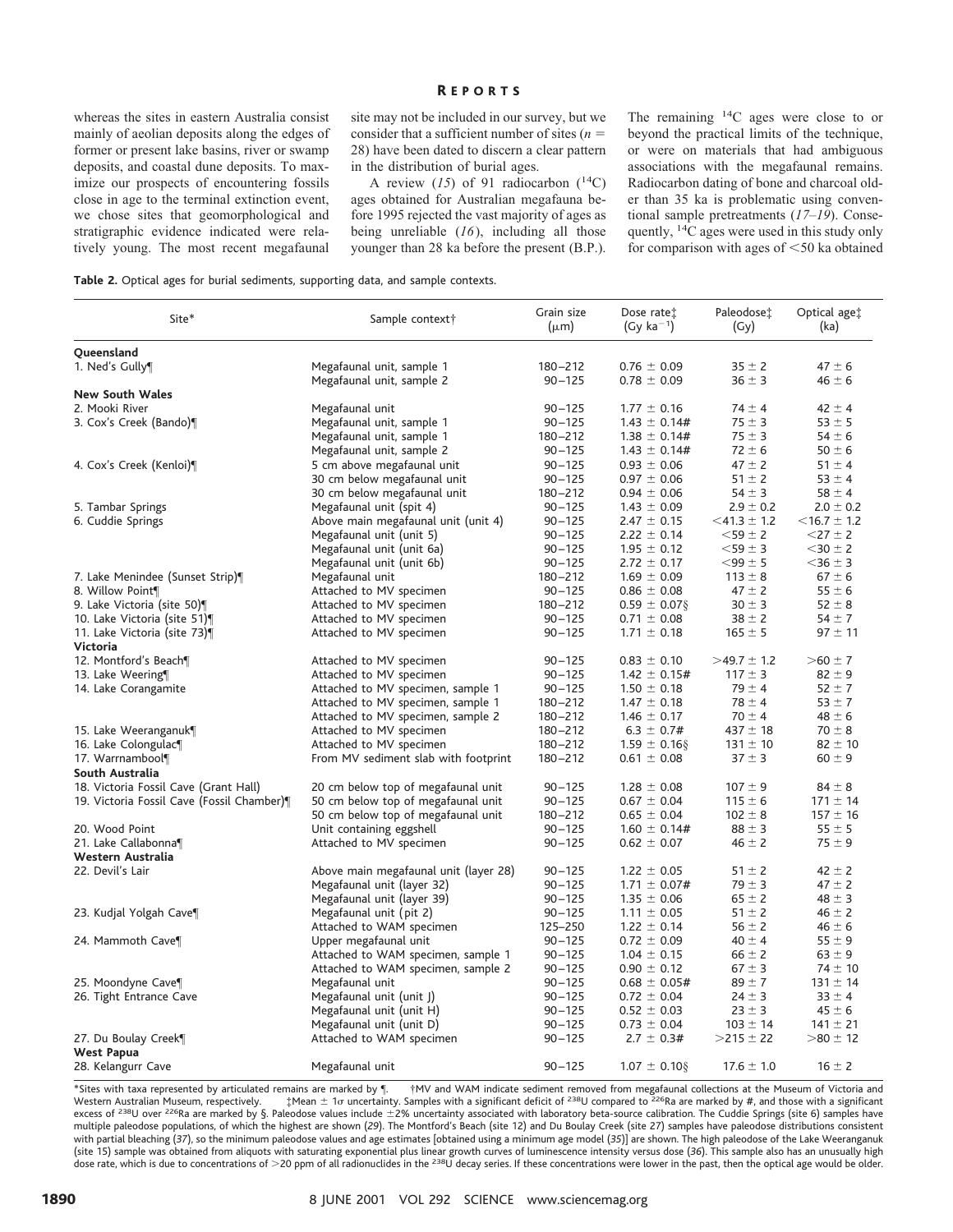whereas the sites in eastern Australia consist mainly of aeolian deposits along the edges of former or present lake basins, river or swamp deposits, and coastal dune deposits. To maximize our prospects of encountering fossils close in age to the terminal extinction event, we chose sites that geomorphological and stratigraphic evidence indicated were relatively young. The most recent megafaunal site may not be included in our survey, but we consider that a sufficient number of sites ($n$ = 28) have been dated to discern a clear pattern in the distribution of burial ages.

A review (*15*) of 91 radiocarbon ($^{14}C$) ages obtained for Australian megafauna before 1995 rejected the vast majority of ages as being unreliable (*16*), including all those younger than 28 ka before the present (B.P.). The remaining $^{14}C$ ages were close to or beyond the practical limits of the technique, or were on materials that had ambiguous associations with the megafaunal remains. Radiocarbon dating of bone and charcoal older than 35 ka is problematic using conventional sample pretreatments (*17–19*). Consequently, $^{14}C$ ages were used in this study only for comparison with ages of <50 ka obtained

**Table 2.** Optical ages for burial sediments, supporting data, and sample contexts.

| Site* | Sample context† | Grain size (μm) | Dose rate‡ (Gy ka$^{-1}$) | Paleodose‡ (Gy) | Optical age‡ (ka) |
|---|---|---|---|---|---|
| **Queensland** | | | | | |
| 1. Ned's Gully¶ | Megafaunal unit, sample 1 | 180–212 | 0.76 ± 0.09 | 35 ± 2 | 47 ± 6 |
| | Megafaunal unit, sample 2 | 90–125 | 0.78 ± 0.09 | 36 ± 3 | 46 ± 6 |
| **New South Wales** | | | | | |
| 2. Mooki River | Megafaunal unit | 90–125 | 1.77 ± 0.16 | 74 ± 4 | 42 ± 4 |
| 3. Cox's Creek (Bando)¶ | Megafaunal unit, sample 1 | 90–125 | 1.43 ± 0.14# | 75 ± 3 | 53 ± 5 |
| | Megafaunal unit, sample 1 | 180–212 | 1.38 ± 0.14# | 75 ± 3 | 54 ± 6 |
| | Megafaunal unit, sample 2 | 90–125 | 1.43 ± 0.14# | 72 ± 6 | 50 ± 6 |
| 4. Cox's Creek (Kenloi)¶ | 5 cm above megafaunal unit | 90–125 | 0.93 ± 0.06 | 47 ± 2 | 51 ± 4 |
| | 30 cm below megafaunal unit | 90–125 | 0.97 ± 0.06 | 51 ± 2 | 53 ± 4 |
| | 30 cm below megafaunal unit | 180–212 | 0.94 ± 0.06 | 54 ± 3 | 58 ± 4 |
| 5. Tambar Springs | Megafaunal unit (spit 4) | 90–125 | 1.43 ± 0.09 | 2.9 ± 0.2 | 2.0 ± 0.2 |
| 6. Cuddie Springs | Above main megafaunal unit (unit 4) | 90–125 | 2.47 ± 0.15 | <41.3 ± 1.2 | <16.7 ± 1.2 |
| | Megafaunal unit (unit 5) | 90–125 | 2.22 ± 0.14 | <59 ± 2 | <27 ± 2 |
| | Megafaunal unit (unit 6a) | 90–125 | 1.95 ± 0.12 | <59 ± 3 | <30 ± 2 |
| | Megafaunal unit (unit 6b) | 90–125 | 2.72 ± 0.17 | <99 ± 5 | <36 ± 3 |
| 7. Lake Menindee (Sunset Strip)¶ | Megafaunal unit | 180–212 | 1.69 ± 0.09 | 113 ± 8 | 67 ± 6 |
| 8. Willow Point¶ | Attached to MV specimen | 90–125 | 0.86 ± 0.08 | 47 ± 2 | 55 ± 6 |
| 9. Lake Victoria (site 50)¶ | Attached to MV specimen | 180–212 | 0.59 ± 0.07§ | 30 ± 3 | 52 ± 8 |
| 10. Lake Victoria (site 51)¶ | Attached to MV specimen | 90–125 | 0.71 ± 0.08 | 38 ± 2 | 54 ± 7 |
| 11. Lake Victoria (site 73)¶ | Attached to MV specimen | 90–125 | 1.71 ± 0.18 | 165 ± 5 | 97 ± 11 |
| **Victoria** | | | | | |
| 12. Montford's Beach¶ | Attached to MV specimen | 90–125 | 0.83 ± 0.10 | >49.7 ± 1.2 | >60 ± 7 |
| 13. Lake Weering¶ | Attached to MV specimen | 90–125 | 1.42 ± 0.15# | 117 ± 3 | 82 ± 9 |
| 14. Lake Corangamite | Attached to MV specimen, sample 1 | 90–125 | 1.50 ± 0.18 | 79 ± 4 | 52 ± 7 |
| | Attached to MV specimen, sample 1 | 180–212 | 1.47 ± 0.18 | 78 ± 4 | 53 ± 7 |
| | Attached to MV specimen, sample 2 | 180–212 | 1.46 ± 0.17 | 70 ± 4 | 48 ± 6 |
| 15. Lake Weeranganuk¶ | Attached to MV specimen | 180–212 | 6.3 ± 0.7# | 437 ± 18 | 70 ± 8 |
| 16. Lake Colongulac¶ | Attached to MV specimen | 180–212 | 1.59 ± 0.16§ | 131 ± 10 | 82 ± 10 |
| 17. Warrnambool¶ | From MV sediment slab with footprint | 180–212 | 0.61 ± 0.08 | 37 ± 3 | 60 ± 9 |
| **South Australia** | | | | | |
| 18. Victoria Fossil Cave (Grant Hall) | 20 cm below top of megafaunal unit | 90–125 | 1.28 ± 0.08 | 107 ± 9 | 84 ± 8 |
| 19. Victoria Fossil Cave (Fossil Chamber)¶ | 50 cm below top of megafaunal unit | 90–125 | 0.67 ± 0.04 | 115 ± 6 | 171 ± 14 |
| | 50 cm below top of megafaunal unit | 180–212 | 0.65 ± 0.04 | 102 ± 8 | 157 ± 16 |
| 20. Wood Point | Unit containing eggshell | 90–125 | 1.60 ± 0.14# | 88 ± 3 | 55 ± 5 |
| 21. Lake Callabonna¶ | Attached to MV specimen | 90–125 | 0.62 ± 0.07 | 46 ± 2 | 75 ± 9 |
| **Western Australia** | | | | | |
| 22. Devil's Lair | Above main megafaunal unit (layer 28) | 90–125 | 1.22 ± 0.05 | 51 ± 2 | 42 ± 2 |
| | Megafaunal unit (layer 32) | 90–125 | 1.71 ± 0.07# | 79 ± 3 | 47 ± 2 |
| | Megafaunal unit (layer 39) | 90–125 | 1.35 ± 0.06 | 65 ± 2 | 48 ± 3 |
| 23. Kudjal Yolgah Cave¶ | Megafaunal unit (pit 2) | 90–125 | 1.11 ± 0.05 | 51 ± 2 | 46 ± 2 |
| | Attached to WAM specimen | 125–250 | 1.22 ± 0.14 | 56 ± 2 | 46 ± 6 |
| 24. Mammoth Cave¶ | Upper megafaunal unit | 90–125 | 0.72 ± 0.09 | 40 ± 4 | 55 ± 9 |
| | Attached to WAM specimen, sample 1 | 90–125 | 1.04 ± 0.15 | 66 ± 2 | 63 ± 9 |
| | Attached to WAM specimen, sample 2 | 90–125 | 0.90 ± 0.12 | 67 ± 3 | 74 ± 10 |
| 25. Moondyne Cave¶ | Megafaunal unit | 90–125 | 0.68 ± 0.05# | 89 ± 7 | 131 ± 14 |
| 26. Tight Entrance Cave | Megafaunal unit (unit J) | 90–125 | 0.72 ± 0.04 | 24 ± 3 | 33 ± 4 |
| | Megafaunal unit (unit H) | 90–125 | 0.52 ± 0.03 | 23 ± 3 | 45 ± 6 |
| | Megafaunal unit (unit D) | 90–125 | 0.73 ± 0.04 | 103 ± 14 | 141 ± 21 |
| 27. Du Boulay Creek¶ | Attached to WAM specimen | 90–125 | 2.7 ± 0.3# | >215 ± 22 | >80 ± 12 |
| **West Papua** | | | | | |
| 28. Kelangurr Cave | Megafaunal unit | 90–125 | 1.07 ± 0.10§ | 17.6 ± 1.0 | 16 ± 2 |

*Sites with taxa represented by articulated remains are marked by ¶. †MV and WAM indicate sediment removed from megafaunal collections at the Museum of Victoria and Western Australian Museum, respectively. ‡Mean ± 1σ uncertainty. Samples with a significant deficit of $^{238}U$ compared to $^{226}Ra$ are marked by #, and those with a significant excess of $^{238}U$ over $^{226}Ra$ are marked by §. Paleodose values include ±2% uncertainty associated with laboratory beta-source calibration. The Cuddie Springs (site 6) samples have multiple paleodose populations, of which the highest are shown (*29*). The Montford's Beach (site 12) and Du Boulay Creek (site 27) samples have paleodose distributions consistent with partial bleaching (*37*), so the minimum paleodose values and age estimates [obtained using a minimum age model (*35*)] are shown. The high paleodose of the Lake Weeranganuk (site 15) sample was obtained from aliquots with saturating exponential plus linear growth curves of luminescence intensity versus dose (*36*). This sample also has an unusually high dose rate, which is due to concentrations of >20 ppm of all radionuclides in the $^{238}U$ decay series. If these concentrations were lower in the past, then the optical age would be older.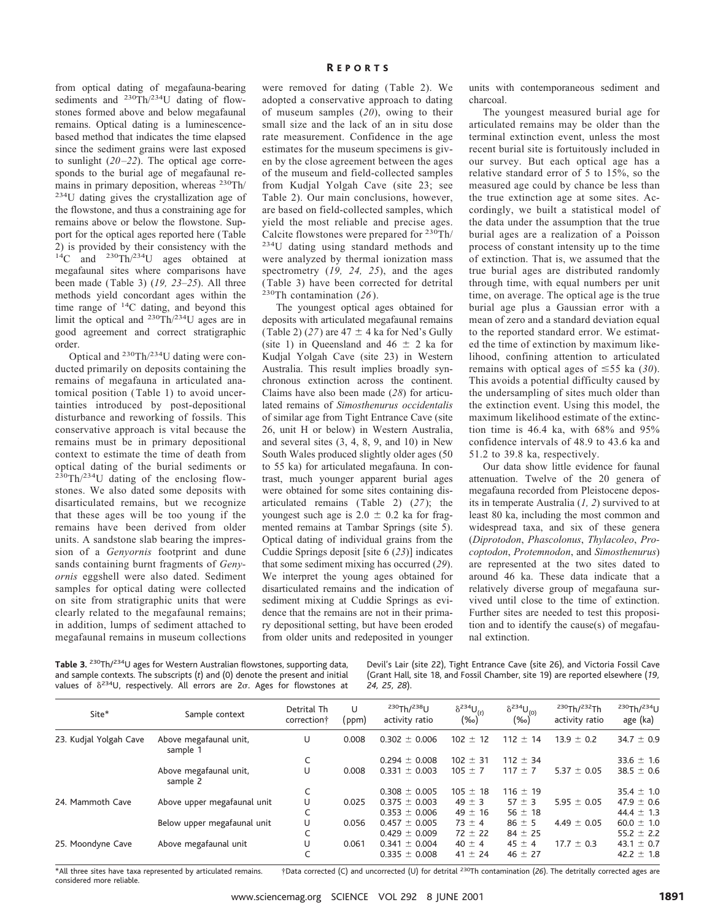from optical dating of megafauna-bearing sediments and $^{230}Th/^{234}U$ dating of flowstones formed above and below megafaunal remains. Optical dating is a luminescence-based method that indicates the time elapsed since the sediment grains were last exposed to sunlight (20–22). The optical age corresponds to the burial age of megafaunal remains in primary deposition, whereas $^{230}Th/^{234}U$ dating gives the crystallization age of the flowstone, and thus a constraining age for remains above or below the flowstone. Support for the optical ages reported here (Table 2) is provided by their consistency with the $^{14}C$ and $^{230}Th/^{234}U$ ages obtained at megafaunal sites where comparisons have been made (Table 3) (19, 23–25). All three methods yield concordant ages within the time range of $^{14}C$ dating, and beyond this limit the optical and $^{230}Th/^{234}U$ ages are in good agreement and correct stratigraphic order.

Optical and $^{230}Th/^{234}U$ dating were conducted primarily on deposits containing the remains of megafauna in articulated anatomical position (Table 1) to avoid uncertainties introduced by post-depositional disturbance and reworking of fossils. This conservative approach is vital because the remains must be in primary depositional context to estimate the time of death from optical dating of the burial sediments or $^{230}Th/^{234}U$ dating of the enclosing flowstones. We also dated some deposits with disarticulated remains, but we recognize that these ages will be too young if the remains have been derived from older units. A sandstone slab bearing the impression of a *Genyornis* footprint and dune sands containing burnt fragments of *Genyornis* eggshell were also dated. Sediment samples for optical dating were collected on site from stratigraphic units that were clearly related to the megafaunal remains; in addition, lumps of sediment attached to megafaunal remains in museum collections were removed for dating (Table 2). We adopted a conservative approach to dating of museum samples (20), owing to their small size and the lack of an in situ dose rate measurement. Confidence in the age estimates for the museum specimens is given by the close agreement between the ages of the museum and field-collected samples from Kudjal Yolgah Cave (site 23; see Table 2). Our main conclusions, however, are based on field-collected samples, which yield the most reliable and precise ages. Calcite flowstones were prepared for $^{230}Th/^{234}U$ dating using standard methods and were analyzed by thermal ionization mass spectrometry (19, 24, 25), and the ages (Table 3) have been corrected for detrital $^{230}Th$ contamination (26).

The youngest optical ages obtained for deposits with articulated megafaunal remains (Table 2) (27) are 47 ± 4 ka for Ned's Gully (site 1) in Queensland and 46 ± 2 ka for Kudjal Yolgah Cave (site 23) in Western Australia. This result implies broadly synchronous extinction across the continent. Claims have also been made (28) for articulated remains of *Simosthenurus occidentalis* of similar age from Tight Entrance Cave (site 26, unit H or below) in Western Australia, and several sites (3, 4, 8, 9, and 10) in New South Wales produced slightly older ages (50 to 55 ka) for articulated megafauna. In contrast, much younger apparent burial ages were obtained for some sites containing disarticulated remains (Table 2) (27); the youngest such age is 2.0 ± 0.2 ka for fragmented remains at Tambar Springs (site 5). Optical dating of individual grains from the Cuddie Springs deposit [site 6 (23)] indicates that some sediment mixing has occurred (29). We interpret the young ages obtained for disarticulated remains and the indication of sediment mixing at Cuddie Springs as evidence that the remains are not in their primary depositional setting, but have been eroded from older units and redeposited in younger units with contemporaneous sediment and charcoal.

The youngest measured burial age for articulated remains may be older than the terminal extinction event, unless the most recent burial site is fortuitously included in our survey. But each optical age has a relative standard error of 5 to 15%, so the measured age could by chance be less than the true extinction age at some sites. Accordingly, we built a statistical model of the data under the assumption that the true burial ages are a realization of a Poisson process of constant intensity up to the time of extinction. That is, we assumed that the true burial ages are distributed randomly through time, with equal numbers per unit time, on average. The optical age is the true burial age plus a Gaussian error with a mean of zero and a standard deviation equal to the reported standard error. We estimated the time of extinction by maximum likelihood, confining attention to articulated remains with optical ages of ≤55 ka (30). This avoids a potential difficulty caused by the undersampling of sites much older than the extinction event. Using this model, the maximum likelihood estimate of the extinction time is 46.4 ka, with 68% and 95% confidence intervals of 48.9 to 43.6 ka and 51.2 to 39.8 ka, respectively.

Our data show little evidence for faunal attenuation. Twelve of the 20 genera of megafauna recorded from Pleistocene deposits in temperate Australia (1, 2) survived to at least 80 ka, including the most common and widespread taxa, and six of these genera (*Diprotodon*, *Phascolonus*, *Thylacoleo*, *Procoptodon*, *Protemnodon*, and *Simosthenurus*) are represented at the two sites dated to around 46 ka. These data indicate that a relatively diverse group of megafauna survived until close to the time of extinction. Further sites are needed to test this proposition and to identify the cause(s) of megafaunal extinction.

**Table 3.** $^{230}Th/^{234}U$ ages for Western Australian flowstones, supporting data, and sample contexts. The subscripts ($t$) and (0) denote the present and initial values of $\delta^{234}U$, respectively. All errors are 2σ. Ages for flowstones at Devil's Lair (site 22), Tight Entrance Cave (site 26), and Victoria Fossil Cave (Grant Hall, site 18, and Fossil Chamber, site 19) are reported elsewhere (19, 24, 25, 28).

| Site* | Sample context | Detrital Th correction† | U (ppm) | $^{230}Th/^{238}U$ activity ratio | $\delta^{234}U_{(t)}$ (‰) | $\delta^{234}U_{(0)}$ (‰) | $^{230}Th/^{232}Th$ activity ratio | $^{230}Th/^{234}U$ age (ka) |
|---|---|---|---|---|---|---|---|---|
| 23. Kudjal Yolgah Cave | Above megafaunal unit, sample 1 | U | 0.008 | 0.302 ± 0.006 | 102 ± 12 | 112 ± 14 | 13.9 ± 0.2 | 34.7 ± 0.9 |
| | | C | | 0.294 ± 0.008 | 102 ± 31 | 112 ± 34 | | 33.6 ± 1.6 |
| | Above megafaunal unit, sample 2 | U | 0.008 | 0.331 ± 0.003 | 105 ± 7 | 117 ± 7 | 5.37 ± 0.05 | 38.5 ± 0.6 |
| | | C | | 0.308 ± 0.005 | 105 ± 18 | 116 ± 19 | | 35.4 ± 1.0 |
| 24. Mammoth Cave | Above upper megafaunal unit | U | 0.025 | 0.375 ± 0.003 | 49 ± 3 | 57 ± 3 | 5.95 ± 0.05 | 47.9 ± 0.6 |
| | | C | | 0.353 ± 0.006 | 49 ± 16 | 56 ± 18 | | 44.4 ± 1.3 |
| | Below upper megafaunal unit | U | 0.056 | 0.457 ± 0.005 | 73 ± 4 | 86 ± 5 | 4.49 ± 0.05 | 60.0 ± 1.0 |
| | | C | | 0.429 ± 0.009 | 72 ± 22 | 84 ± 25 | | 55.2 ± 2.2 |
| 25. Moondyne Cave | Above megafaunal unit | U | 0.061 | 0.341 ± 0.004 | 40 ± 4 | 45 ± 4 | 17.7 ± 0.3 | 43.1 ± 0.7 |
| | | C | | 0.335 ± 0.008 | 41 ± 24 | 46 ± 27 | | 42.2 ± 1.8 |

*All three sites have taxa represented by articulated remains. †Data corrected (C) and uncorrected (U) for detrital $^{230}Th$ contamination (26). The detritally corrected ages are considered more reliable.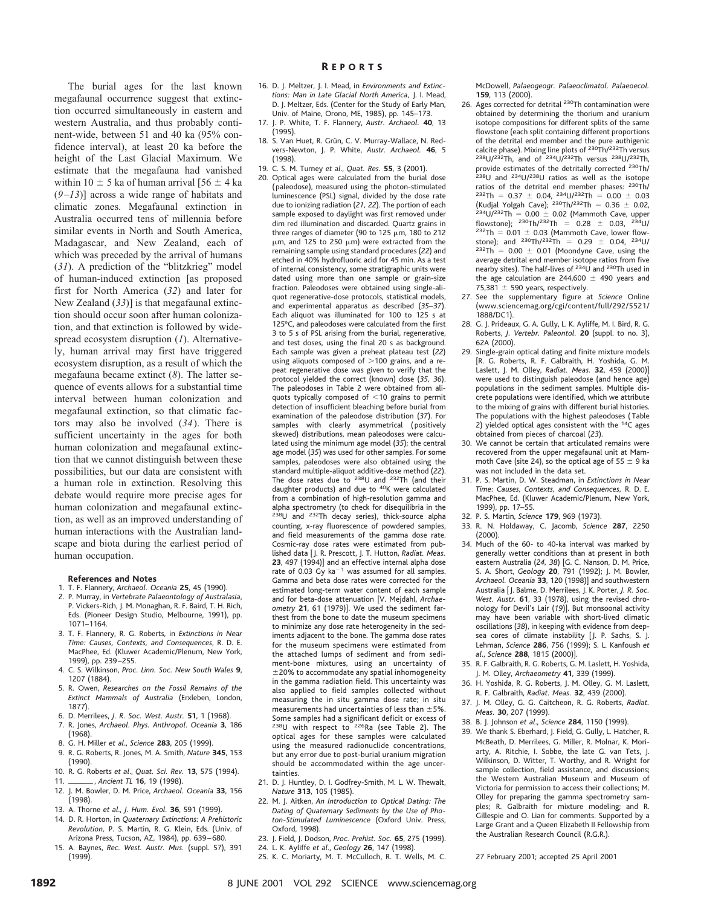The burial ages for the last known megafaunal occurrence suggest that extinction occurred simultaneously in eastern and western Australia, and thus probably continent-wide, between 51 and 40 ka (95% confidence interval), at least 20 ka before the height of the Last Glacial Maximum. We estimate that the megafauna had vanished within 10 ± 5 ka of human arrival [56 ± 4 ka (*9–13*)] across a wide range of habitats and climatic zones. Megafaunal extinction in Australia occurred tens of millennia before similar events in North and South America, Madagascar, and New Zealand, each of which was preceded by the arrival of humans (*31*). A prediction of the "blitzkrieg" model of human-induced extinction [as proposed first for North America (*32*) and later for New Zealand (*33*)] is that megafaunal extinction should occur soon after human colonization, and that extinction is followed by widespread ecosystem disruption (*1*). Alternatively, human arrival may first have triggered ecosystem disruption, as a result of which the megafauna became extinct (*8*). The latter sequence of events allows for a substantial time interval between human colonization and megafaunal extinction, so that climatic factors may also be involved (*34*). There is sufficient uncertainty in the ages for both human colonization and megafaunal extinction that we cannot distinguish between these possibilities, but our data are consistent with a human role in extinction. Resolving this debate would require more precise ages for human colonization and megafaunal extinction, as well as an improved understanding of human interactions with the Australian landscape and biota during the earliest period of human occupation.

### References and Notes

1. T. F. Flannery, *Archaeol. Oceania* **25**, 45 (1990).
2. P. Murray, in *Vertebrate Palaeontology of Australasia*, P. Vickers-Rich, J. M. Monaghan, R. F. Baird, T. H. Rich, Eds. (Pioneer Design Studio, Melbourne, 1991), pp. 1071–1164.
3. T. F. Flannery, R. G. Roberts, in *Extinctions in Near Time: Causes, Contexts, and Consequences*, R. D. E. MacPhee, Ed. (Kluwer Academic/Plenum, New York, 1999), pp. 239–255.
4. C. S. Wilkinson, *Proc. Linn. Soc. New South Wales* **9**, 1207 (1884).
5. R. Owen, *Researches on the Fossil Remains of the Extinct Mammals of Australia* (Erxleben, London, 1877).
6. D. Merrilees, *J. R. Soc. West. Austr.* **51**, 1 (1968).
7. R. Jones, *Archaeol. Phys. Anthropol. Oceania* **3**, 186 (1968).
8. G. H. Miller *et al.*, *Science* **283**, 205 (1999).
9. R. G. Roberts, R. Jones, M. A. Smith, *Nature* **345**, 153 (1990).
10. R. G. Roberts *et al.*, *Quat. Sci. Rev.* **13**, 575 (1994).
11. ———, *Ancient TL* **16**, 19 (1998).
12. J. M. Bowler, D. M. Price, *Archaeol. Oceania* **33**, 156 (1998).
13. A. Thorne *et al.*, *J. Hum. Evol.* **36**, 591 (1999).
14. D. R. Horton, in *Quaternary Extinctions: A Prehistoric Revolution*, P. S. Martin, R. G. Klein, Eds. (Univ. of Arizona Press, Tucson, AZ, 1984), pp. 639–680.
15. A. Baynes, *Rec. West. Austr. Mus.* (suppl. 57), 391 (1999).
16. D. J. Meltzer, J. I. Mead, in *Environments and Extinctions: Man in Late Glacial North America*, J. I. Mead, D. J. Meltzer, Eds. (Center for the Study of Early Man, Univ. of Maine, Orono, ME, 1985), pp. 145–173.
17. J. P. White, T. F. Flannery, *Austr. Archaeol.* **40**, 13 (1995).
18. S. Van Huet, R. Grün, C. V. Murray-Wallace, N. Redvers-Newton, J. P. White, *Austr. Archaeol.* **46**, 5 (1998).
19. C. S. M. Turney *et al.*, *Quat. Res.* **55**, 3 (2001).
20. Optical ages were calculated from the burial dose (paleodose), measured using the photon-stimulated luminescence (PSL) signal, divided by the dose rate due to ionizing radiation (*21, 22*). The portion of each sample exposed to daylight was first removed under dim red illumination and discarded. Quartz grains in three ranges of diameter (90 to 125 μm, 180 to 212 μm, and 125 to 250 μm) were extracted from the remaining sample using standard procedures (*22*) and etched in 40% hydrofluoric acid for 45 min. As a test of internal consistency, some stratigraphic units were dated using more than one sample or grain-size fraction. Paleodoses were obtained using single-aliquot regenerative-dose protocols, statistical models, and experimental apparatus as described (*35–37*). Each aliquot was illuminated for 100 to 125 s at 125°C, and paleodoses were calculated from the first 3 to 5 s of PSL arising from the burial, regenerative, and test doses, using the final 20 s as background. Each sample was given a preheat plateau test (*22*) using aliquots composed of >100 grains, and a repeat regenerative dose was given to verify that the protocol yielded the correct (known) dose (*35, 36*). The paleodoses in Table 2 were obtained from aliquots typically composed of <10 grains to permit detection of insufficient bleaching before burial from examination of the paleodose distribution (*37*). For samples with clearly asymmetrical (positively skewed) distributions, mean paleodoses were calculated using the minimum age model (*35*); the central age model (*35*) was used for other samples. For some samples, paleodoses were also obtained using the standard multiple-aliquot additive-dose method (*22*). The dose rates due to $^{238}U$ and $^{232}Th$ (and their daughter products) and due to $^{40}K$ were calculated from a combination of high-resolution gamma and alpha spectrometry (to check for disequilibria in the $^{238}U$ and $^{232}Th$ decay series), thick-source alpha counting, x-ray fluorescence of powdered samples, and field measurements of the gamma dose rate. Cosmic-ray dose rates were estimated from published data [J. R. Prescott, J. T. Hutton, *Radiat. Meas.* **23**, 497 (1994)] and an effective internal alpha dose rate of 0.03 Gy $ka^{-1}$ was assumed for all samples. Gamma and beta dose rates were corrected for the estimated long-term water content of each sample and for beta-dose attenuation [V. Mejdahl, *Archaeometry* **21**, 61 (1979)]. We used the sediment farthest from the bone to date the museum specimens to minimize any dose rate heterogeneity in the sediments adjacent to the bone. The gamma dose rates for the museum specimens were estimated from the attached lumps of sediment and from sediment-bone mixtures, using an uncertainty of ±20% to accommodate any spatial inhomogeneity in the gamma radiation field. This uncertainty was also applied to field samples collected without measuring the in situ gamma dose rate; in situ measurements had uncertainties of less than ±5%. Some samples had a significant deficit or excess of $^{238}U$ with respect to $^{226}Ra$ (see Table 2). The optical ages for these samples were calculated using the measured radionuclide concentrations, but any error due to post-burial uranium migration should be accommodated within the age uncertainties.
21. D. J. Huntley, D. I. Godfrey-Smith, M. L. W. Thewalt, *Nature* **313**, 105 (1985).
22. M. J. Aitken, *An Introduction to Optical Dating: The Dating of Quaternary Sediments by the Use of Photon-Stimulated Luminescence* (Oxford Univ. Press, Oxford, 1998).
23. J. Field, J. Dodson, *Proc. Prehist. Soc.* **65**, 275 (1999).
24. L. K. Ayliffe *et al.*, *Geology* **26**, 147 (1998).
25. K. C. Moriarty, M. T. McCulloch, R. T. Wells, M. C. McDowell, *Palaeogeogr. Palaeoclimatol. Palaeoecol.* **159**, 113 (2000).
26. Ages corrected for detrital $^{230}Th$ contamination were obtained by determining the thorium and uranium isotope compositions for different splits of the same flowstone (each split containing different proportions of the detrital end member and the pure authigenic calcite phase). Mixing line plots of $^{230}Th/^{232}Th$ versus $^{238}U/^{232}Th$, and of $^{234}U/^{232}Th$ versus $^{238}U/^{232}Th$, provide estimates of the detritally corrected $^{230}Th/^{238}U$ and $^{234}U/^{238}U$ ratios as well as the isotope ratios of the detrital end member phases: $^{230}Th/^{232}Th$ = 0.37 ± 0.04, $^{234}U/^{232}Th$ = 0.00 ± 0.03 (Kudjal Yolgah Cave); $^{230}Th/^{232}Th$ = 0.36 ± 0.02, $^{234}U/^{232}Th$ = 0.00 ± 0.02 (Mammoth Cave, upper flowstone); $^{230}Th/^{232}Th$ = 0.28 ± 0.03, $^{234}U/^{232}Th$ = 0.01 ± 0.03 (Mammoth Cave, lower flowstone); and $^{230}Th/^{232}Th$ = 0.29 ± 0.04, $^{234}U/^{232}Th$ = 0.00 ± 0.01 (Moondyne Cave, using the average detrital end member isotope ratios from five nearby sites). The half-lives of $^{234}U$ and $^{230}Th$ used in the age calculation are 244,600 ± 490 years and 75,381 ± 590 years, respectively.
27. See the supplementary figure at *Science* Online (www.sciencemag.org/cgi/content/full/292/5521/1888/DC1).
28. G. J. Prideaux, G. A. Gully, L. K. Ayliffe, M. I. Bird, R. G. Roberts, *J. Vertebr. Paleontol.* **20** (suppl. to no. 3), 62A (2000).
29. Single-grain optical dating and finite mixture models [R. G. Roberts, R. F. Galbraith, H. Yoshida, G. M. Laslett, J. M. Olley, *Radiat. Meas.* **32**, 459 (2000)] were used to distinguish paleodose (and hence age) populations in the sediment samples. Multiple discrete populations were identified, which we attribute to the mixing of grains with different burial histories. The populations with the highest paleodoses (Table 2) yielded optical ages consistent with the $^{14}C$ ages obtained from pieces of charcoal (*23*).
30. We cannot be certain that articulated remains were recovered from the upper megafaunal unit at Mammoth Cave (site 24), so the optical age of 55 ± 9 ka was not included in the data set.
31. P. S. Martin, D. W. Steadman, in *Extinctions in Near Time: Causes, Contexts, and Consequences*, R. D. E. MacPhee, Ed. (Kluwer Academic/Plenum, New York, 1999), pp. 17–55.
32. P. S. Martin, *Science* **179**, 969 (1973).
33. R. N. Holdaway, C. Jacomb, *Science* **287**, 2250 (2000).
34. Much of the 60- to 40-ka interval was marked by generally wetter conditions than at present in both eastern Australia (*24, 38*) [G. C. Nanson, D. M. Price, S. A. Short, *Geology* **20**, 791 (1992); J. M. Bowler, *Archaeol. Oceania* **33**, 120 (1998)] and southwestern Australia [J. Balme, D. Merrilees, J. K. Porter, *J. R. Soc. West. Austr.* **61**, 33 (1978), using the revised chronology for Devil's Lair (*19*)]. But monsoonal activity may have been variable with short-lived climatic oscillations (*38*), in keeping with evidence from deep-sea cores of climate instability [J. P. Sachs, S. J. Lehman, *Science* **286**, 756 (1999); S. L. Kanfoush *et al.*, *Science* **288**, 1815 (2000)].
35. R. F. Galbraith, R. G. Roberts, G. M. Laslett, H. Yoshida, J. M. Olley, *Archaeometry* **41**, 339 (1999).
36. H. Yoshida, R. G. Roberts, J. M. Olley, G. M. Laslett, R. F. Galbraith, *Radiat. Meas.* **32**, 439 (2000).
37. J. M. Olley, G. G. Caitcheon, R. G. Roberts, *Radiat. Meas.* **30**, 207 (1999).
38. B. J. Johnson *et al.*, *Science* **284**, 1150 (1999).
39. We thank S. Eberhard, J. Field, G. Gully, L. Hatcher, R. McBeath, D. Merrilees, G. Miller, R. Molnar, K. Moriarty, A. Ritchie, I. Sobbe, the late G. van Tets, J. Wilkinson, D. Witter, T. Worthy, and R. Wright for sample collection, field assistance, and discussions; the Western Australian Museum and Museum of Victoria for permission to access their collections; M. Olley for preparing the gamma spectrometry samples; R. Galbraith for mixture modeling; and R. Gillespie and O. Lian for comments. Supported by a Large Grant and a Queen Elizabeth II Fellowship from the Australian Research Council (R.G.R.).

27 February 2001; accepted 25 April 2001